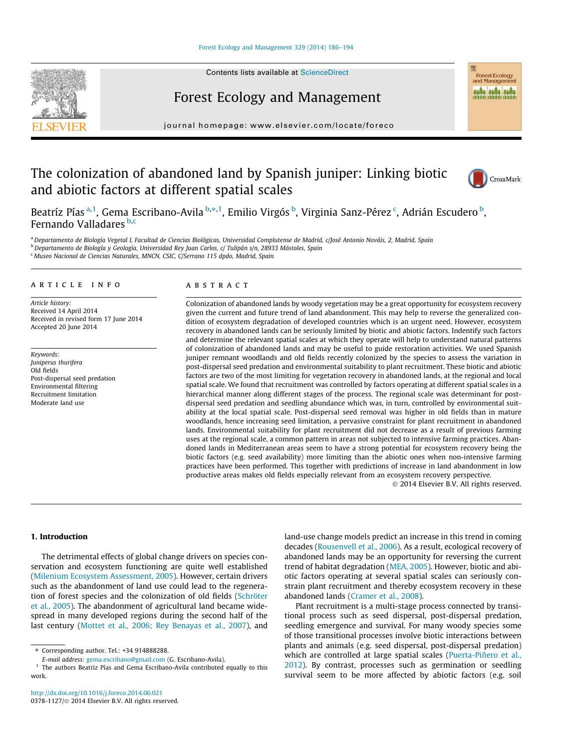# The colonization of abandoned land by Spanish juniper: Linking biotic and abiotic factors at different spatial scales

Beatríz Pías [a,1], Gema Escribano-Avila [b,*,1], Emilio Virgós [b], Virginia Sanz-Pérez [c], Adrián Escudero [b], Fernando Valladares [b,c]

[a] Departamento de Biología Vegetal I, Facultad de Ciencias Biológicas, Universidad Complutense de Madrid, c/José Antonio Nováis, 2, Madrid, Spain
[b] Departamento de Biología y Geología, Universidad Rey Juan Carlos, c/ Tulipán s/n, 28933 Móstoles, Spain
[c] Museo Nacional de Ciencias Naturales, MNCN, CSIC, C/Serrano 115 dpdo, Madrid, Spain

**ARTICLE INFO**

*Article history:*
Received 14 April 2014
Received in revised form 17 June 2014
Accepted 20 June 2014

*Keywords:*
*Juniperus thurifera*
Old fields
Post-dispersal seed predation
Environmental filtering
Recruitment limitation
Moderate land use

**ABSTRACT**

Colonization of abandoned lands by woody vegetation may be a great opportunity for ecosystem recovery given the current and future trend of land abandonment. This may help to reverse the generalized condition of ecosystem degradation of developed countries which is an urgent need. However, ecosystem recovery in abandoned lands can be seriously limited by biotic and abiotic factors. Indentify such factors and determine the relevant spatial scales at which they operate will help to understand natural patterns of colonization of abandoned lands and may be useful to guide restoration activities. We used Spanish juniper remnant woodlands and old fields recently colonized by the species to assess the variation in post-dispersal seed predation and environmental suitability to plant recruitment. These biotic and abiotic factors are two of the most limiting for vegetation recovery in abandoned lands, at the regional and local spatial scale. We found that recruitment was controlled by factors operating at different spatial scales in a hierarchical manner along different stages of the process. The regional scale was determinant for post-dispersal seed predation and seedling abundance which was, in turn, controlled by environmental suitability at the local spatial scale. Post-dispersal seed removal was higher in old fields than in mature woodlands, hence increasing seed limitation, a pervasive constraint for plant recruitment in abandoned lands. Environmental suitability for plant recruitment did not decrease as a result of previous farming uses at the regional scale, a common pattern in areas not subjected to intensive farming practices. Abandoned lands in Mediterranean areas seem to have a strong potential for ecosystem recovery being the biotic factors (e.g. seed availability) more limiting than the abiotic ones when non-intensive farming practices have been performed. This together with predictions of increase in land abandonment in low productive areas makes old fields especially relevant from an ecosystem recovery perspective.

© 2014 Elsevier B.V. All rights reserved.

## 1. Introduction

The detrimental effects of global change drivers on species conservation and ecosystem functioning are quite well established (Milenium Ecosystem Assessment, 2005). However, certain drivers such as the abandonment of land use could lead to the regeneration of forest species and the colonization of old fields (Schröter et al., 2005). The abandonment of agricultural land became widespread in many developed regions during the second half of the last century (Mottet et al., 2006; Rey Benayas et al., 2007), and land-use change models predict an increase in this trend in coming decades (Rousenvell et al., 2006). As a result, ecological recovery of abandoned lands may be an opportunity for reversing the current trend of habitat degradation (MEA, 2005). However, biotic and abiotic factors operating at several spatial scales can seriously constrain plant recruitment and thereby ecosystem recovery in these abandoned lands (Cramer et al., 2008).

Plant recruitment is a multi-stage process connected by transitional process such as seed dispersal, post-dispersal predation, seedling emergence and survival. For many woody species some of those transitional processes involve biotic interactions between plants and animals (e.g. seed dispersal, post-dispersal predation) which are controlled at large spatial scales (Puerta-Piñero et al., 2012). By contrast, processes such as germination or seedling survival seem to be more affected by abiotic factors (e.g. soil

* Corresponding author. Tel.: +34 914888288.
*E-mail address:* gema.escribano@gmail.com (G. Escribano-Avila).
[1] The authors Beatriz Pías and Gema Escribano-Avila contributed equally to this work.

http://dx.doi.org/10.1016/j.foreco.2014.06.021
0378-1127/© 2014 Elsevier B.V. All rights reserved.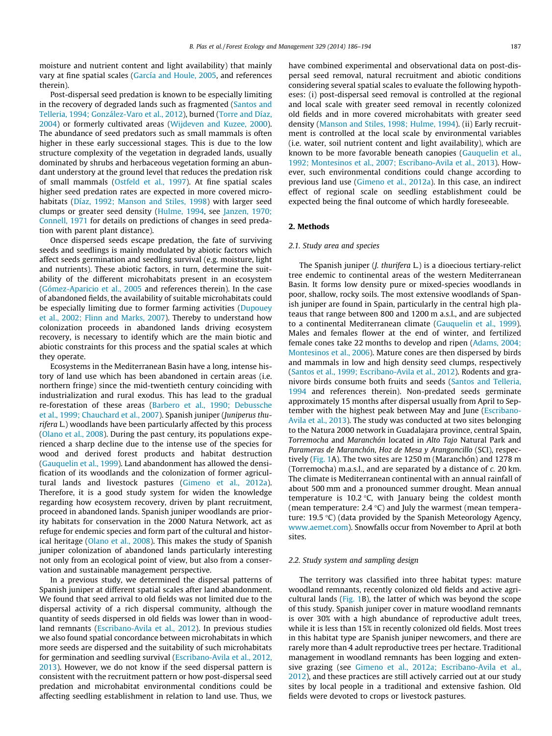moisture and nutrient content and light availability) that mainly vary at fine spatial scales (García and Houle, 2005, and references therein).

Post-dispersal seed predation is known to be especially limiting in the recovery of degraded lands such as fragmented (Santos and Telleria, 1994; González-Varo et al., 2012), burned (Torre and Díaz, 2004) or formerly cultivated areas (Wijdeven and Kuzee, 2000). The abundance of seed predators such as small mammals is often higher in these early successional stages. This is due to the low structure complexity of the vegetation in degraded lands, usually dominated by shrubs and herbaceous vegetation forming an abundant understory at the ground level that reduces the predation risk of small mammals (Ostfeld et al., 1997). At fine spatial scales higher seed predation rates are expected in more covered microhabitats (Díaz, 1992; Manson and Stiles, 1998) with larger seed clumps or greater seed density (Hulme, 1994, see Janzen, 1970; Connell, 1971 for details on predictions of changes in seed predation with parent plant distance).

Once dispersed seeds escape predation, the fate of surviving seeds and seedlings is mainly modulated by abiotic factors which affect seeds germination and seedling survival (e.g. moisture, light and nutrients). These abiotic factors, in turn, determine the suitability of the different microhabitats present in an ecosystem (Gómez-Aparicio et al., 2005 and references therein). In the case of abandoned fields, the availability of suitable microhabitats could be especially limiting due to former farming activities (Dupouey et al., 2002; Flinn and Marks, 2007). Thereby to understand how colonization proceeds in abandoned lands driving ecosystem recovery, is necessary to identify which are the main biotic and abiotic constraints for this process and the spatial scales at which they operate.

Ecosystems in the Mediterranean Basin have a long, intense history of land use which has been abandoned in certain areas (i.e. northern fringe) since the mid-twentieth century coinciding with industrialization and rural exodus. This has lead to the gradual re-forestation of these areas (Barbero et al., 1990; Debussche et al., 1999; Chauchard et al., 2007). Spanish juniper (*Juniperus thurifera* L.) woodlands have been particularly affected by this process (Olano et al., 2008). During the past century, its populations experienced a sharp decline due to the intense use of the species for wood and derived forest products and habitat destruction (Gauquelin et al., 1999). Land abandonment has allowed the densification of its woodlands and the colonization of former agricultural lands and livestock pastures (Gimeno et al., 2012a). Therefore, is a good study system for widen the knowledge regarding how ecosystem recovery, driven by plant recruitment, proceed in abandoned lands. Spanish juniper woodlands are priority habitats for conservation in the 2000 Natura Network, act as refuge for endemic species and form part of the cultural and historical heritage (Olano et al., 2008). This makes the study of Spanish juniper colonization of abandoned lands particularly interesting not only from an ecological point of view, but also from a conservation and sustainable management perspective.

In a previous study, we determined the dispersal patterns of Spanish juniper at different spatial scales after land abandonment. We found that seed arrival to old fields was not limited due to the dispersal activity of a rich dispersal community, although the quantity of seeds dispersed in old fields was lower than in woodland remnants (Escribano-Avila et al., 2012). In previous studies we also found spatial concordance between microhabitats in which more seeds are dispersed and the suitability of such microhabitats for germination and seedling survival (Escribano-Avila et al., 2012, 2013). However, we do not know if the seed dispersal pattern is consistent with the recruitment pattern or how post-dispersal seed predation and microhabitat environmental conditions could be affecting seedling establishment in relation to land use. Thus, we have combined experimental and observational data on post-dispersal seed removal, natural recruitment and abiotic conditions considering several spatial scales to evaluate the following hypotheses: (i) post-dispersal seed removal is controlled at the regional and local scale with greater seed removal in recently colonized old fields and in more covered microhabitats with greater seed density (Manson and Stiles, 1998; Hulme, 1994). (ii) Early recruitment is controlled at the local scale by environmental variables (i.e. water, soil nutrient content and light availability), which are known to be more favorable beneath canopies (Gauquelin et al., 1992; Montesinos et al., 2007; Escribano-Avila et al., 2013). However, such environmental conditions could change according to previous land use (Gimeno et al., 2012a). In this case, an indirect effect of regional scale on seedling establishment could be expected being the final outcome of which hardly foreseeable.

## 2. Methods

### 2.1. Study area and species

The Spanish juniper (*J. thurifera* L.) is a dioecious tertiary-relict tree endemic to continental areas of the western Mediterranean Basin. It forms low density pure or mixed-species woodlands in poor, shallow, rocky soils. The most extensive woodlands of Spanish juniper are found in Spain, particularly in the central high plateaus that range between 800 and 1200 m a.s.l., and are subjected to a continental Mediterranean climate (Gauquelin et al., 1999). Males and females flower at the end of winter, and fertilized female cones take 22 months to develop and ripen (Adams, 2004; Montesinos et al., 2006). Mature cones are then dispersed by birds and mammals in low and high density seed clumps, respectively (Santos et al., 1999; Escribano-Avila et al., 2012). Rodents and granivore birds consume both fruits and seeds (Santos and Telleria, 1994 and references therein). Non-predated seeds germinate approximately 15 months after dispersal usually from April to September with the highest peak between May and June (Escribano-Avila et al., 2013). The study was conducted at two sites belonging to the Natura 2000 network in Guadalajara province, central Spain, *Torremocha* and *Maranchón* located in *Alto Tajo* Natural Park and *Parameras de Maranchón, Hoz de Mesa y Arangoncillo* (SCI), respectively (Fig. 1A). The two sites are 1250 m (Maranchón) and 1278 m (Torremocha) m.a.s.l., and are separated by a distance of *c.* 20 km. The climate is Mediterranean continental with an annual rainfall of about 500 mm and a pronounced summer drought. Mean annual temperature is 10.2 °C, with January being the coldest month (mean temperature: 2.4 °C) and July the warmest (mean temperature: 19.5 °C) (data provided by the Spanish Meteorology Agency, www.aemet.com). Snowfalls occur from November to April at both sites.

### 2.2. Study system and sampling design

The territory was classified into three habitat types: mature woodland remnants, recently colonized old fields and active agricultural lands (Fig. 1B), the latter of which was beyond the scope of this study. Spanish juniper cover in mature woodland remnants is over 30% with a high abundance of reproductive adult trees, while it is less than 15% in recently colonized old fields. Most trees in this habitat type are Spanish juniper newcomers, and there are rarely more than 4 adult reproductive trees per hectare. Traditional management in woodland remnants has been logging and extensive grazing (see Gimeno et al., 2012a; Escribano-Avila et al., 2012), and these practices are still actively carried out at our study sites by local people in a traditional and extensive fashion. Old fields were devoted to crops or livestock pastures.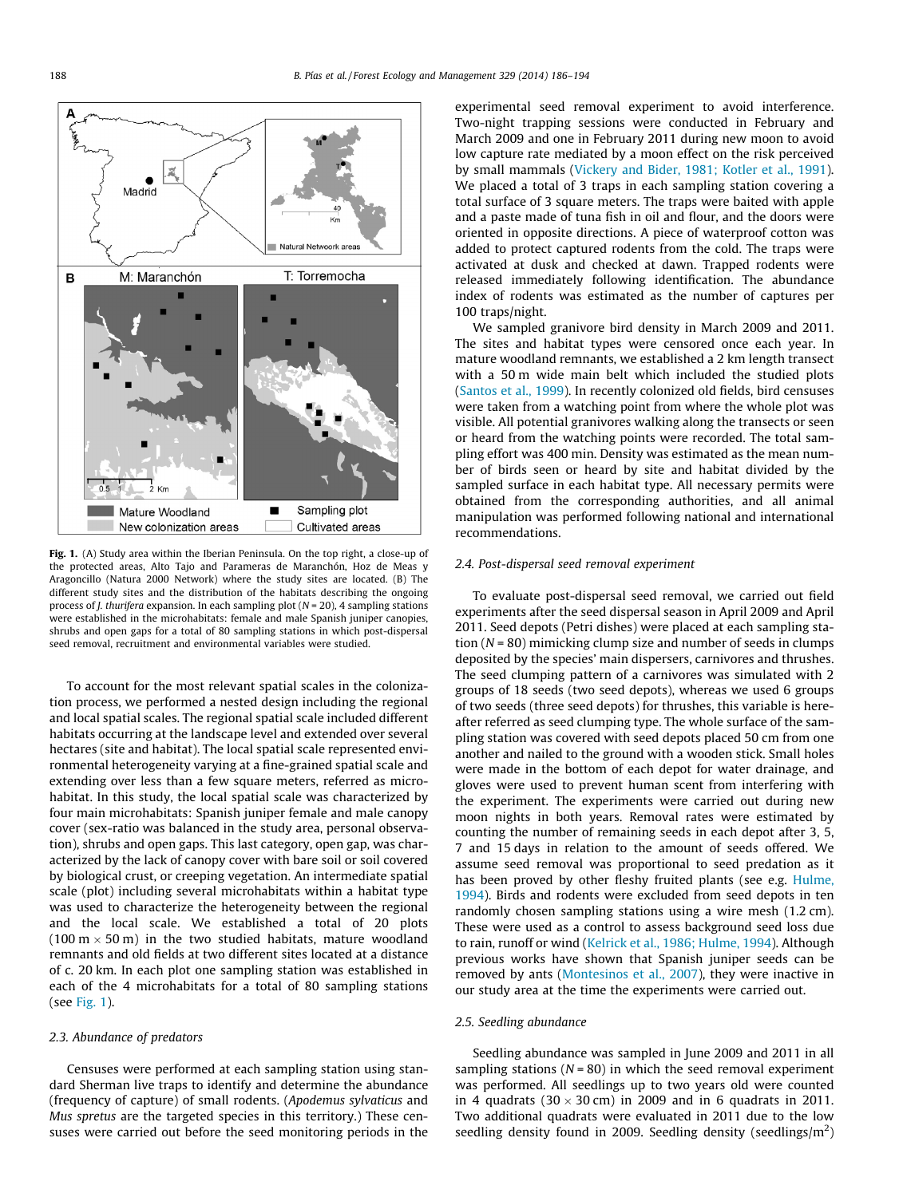**Fig. 1.** (A) Study area within the Iberian Peninsula. On the top right, a close-up of the protected areas, Alto Tajo and Parameras de Maranchón, Hoz de Meas y Aragoncillo (Natura 2000 Network) where the study sites are located. (B) The different study sites and the distribution of the habitats describing the ongoing process of *J. thurifera* expansion. In each sampling plot (*N* = 20), 4 sampling stations were established in the microhabitats: female and male Spanish juniper canopies, shrubs and open gaps for a total of 80 sampling stations in which post-dispersal seed removal, recruitment and environmental variables were studied.

To account for the most relevant spatial scales in the colonization process, we performed a nested design including the regional and local spatial scales. The regional spatial scale included different habitats occurring at the landscape level and extended over several hectares (site and habitat). The local spatial scale represented environmental heterogeneity varying at a fine-grained spatial scale and extending over less than a few square meters, referred as microhabitat. In this study, the local spatial scale was characterized by four main microhabitats: Spanish juniper female and male canopy cover (sex-ratio was balanced in the study area, personal observation), shrubs and open gaps. This last category, open gap, was characterized by the lack of canopy cover with bare soil or soil covered by biological crust, or creeping vegetation. An intermediate spatial scale (plot) including several microhabitats within a habitat type was used to characterize the heterogeneity between the regional and the local scale. We established a total of 20 plots (100 m × 50 m) in the two studied habitats, mature woodland remnants and old fields at two different sites located at a distance of c. 20 km. In each plot one sampling station was established in each of the 4 microhabitats for a total of 80 sampling stations (see Fig. 1).

### 2.3. Abundance of predators

Censuses were performed at each sampling station using standard Sherman live traps to identify and determine the abundance (frequency of capture) of small rodents. (*Apodemus sylvaticus* and *Mus spretus* are the targeted species in this territory.) These censuses were carried out before the seed monitoring periods in the experimental seed removal experiment to avoid interference. Two-night trapping sessions were conducted in February and March 2009 and one in February 2011 during new moon to avoid low capture rate mediated by a moon effect on the risk perceived by small mammals (Vickery and Bider, 1981; Kotler et al., 1991). We placed a total of 3 traps in each sampling station covering a total surface of 3 square meters. The traps were baited with apple and a paste made of tuna fish in oil and flour, and the doors were oriented in opposite directions. A piece of waterproof cotton was added to protect captured rodents from the cold. The traps were activated at dusk and checked at dawn. Trapped rodents were released immediately following identification. The abundance index of rodents was estimated as the number of captures per 100 traps/night.

We sampled granivore bird density in March 2009 and 2011. The sites and habitat types were censored once each year. In mature woodland remnants, we established a 2 km length transect with a 50 m wide main belt which included the studied plots (Santos et al., 1999). In recently colonized old fields, bird censuses were taken from a watching point from where the whole plot was visible. All potential granivores walking along the transects or seen or heard from the watching points were recorded. The total sampling effort was 400 min. Density was estimated as the mean number of birds seen or heard by site and habitat divided by the sampled surface in each habitat type. All necessary permits were obtained from the corresponding authorities, and all animal manipulation was performed following national and international recommendations.

### 2.4. Post-dispersal seed removal experiment

To evaluate post-dispersal seed removal, we carried out field experiments after the seed dispersal season in April 2009 and April 2011. Seed depots (Petri dishes) were placed at each sampling station (*N* = 80) mimicking clump size and number of seeds in clumps deposited by the species' main dispersers, carnivores and thrushes. The seed clumping pattern of a carnivores was simulated with 2 groups of 18 seeds (two seed depots), whereas we used 6 groups of two seeds (three seed depots) for thrushes, this variable is hereafter referred as seed clumping type. The whole surface of the sampling station was covered with seed depots placed 50 cm from one another and nailed to the ground with a wooden stick. Small holes were made in the bottom of each depot for water drainage, and gloves were used to prevent human scent from interfering with the experiment. The experiments were carried out during new moon nights in both years. Removal rates were estimated by counting the number of remaining seeds in each depot after 3, 5, 7 and 15 days in relation to the amount of seeds offered. We assume seed removal was proportional to seed predation as it has been proved by other fleshy fruited plants (see e.g. Hulme, 1994). Birds and rodents were excluded from seed depots in ten randomly chosen sampling stations using a wire mesh (1.2 cm). These were used as a control to assess background seed loss due to rain, runoff or wind (Kelrick et al., 1986; Hulme, 1994). Although previous works have shown that Spanish juniper seeds can be removed by ants (Montesinos et al., 2007), they were inactive in our study area at the time the experiments were carried out.

### 2.5. Seedling abundance

Seedling abundance was sampled in June 2009 and 2011 in all sampling stations (*N* = 80) in which the seed removal experiment was performed. All seedlings up to two years old were counted in 4 quadrats (30 × 30 cm) in 2009 and in 6 quadrats in 2011. Two additional quadrats were evaluated in 2011 due to the low seedling density found in 2009. Seedling density (seedlings/m$^2$)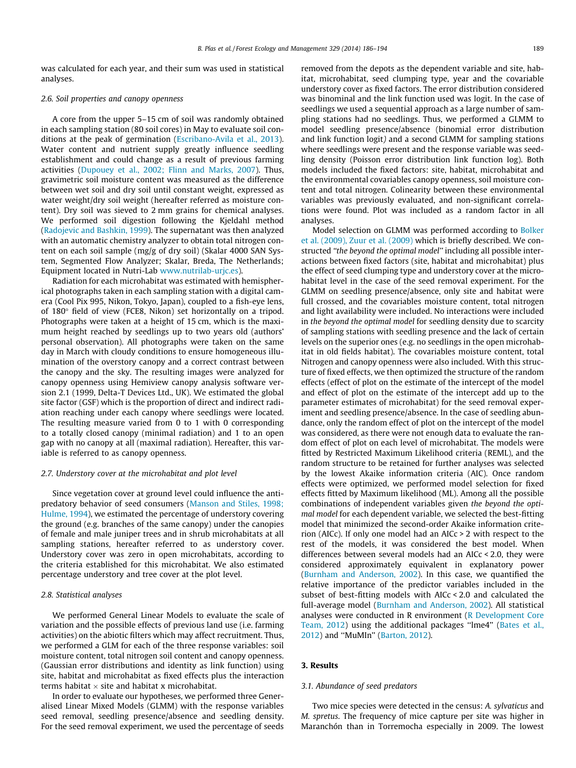was calculated for each year, and their sum was used in statistical analyses.

### 2.6. Soil properties and canopy openness

A core from the upper 5–15 cm of soil was randomly obtained in each sampling station (80 soil cores) in May to evaluate soil conditions at the peak of germination (Escribano-Avila et al., 2013). Water content and nutrient supply greatly influence seedling establishment and could change as a result of previous farming activities (Dupouey et al., 2002; Flinn and Marks, 2007). Thus, gravimetric soil moisture content was measured as the difference between wet soil and dry soil until constant weight, expressed as water weight/dry soil weight (hereafter referred as moisture content). Dry soil was sieved to 2 mm grains for chemical analyses. We performed soil digestion following the Kjeldahl method (Radojevic and Bashkin, 1999). The supernatant was then analyzed with an automatic chemistry analyzer to obtain total nitrogen content on each soil sample (mg/g of dry soil) (Skalar 4000 SAN System, Segmented Flow Analyzer; Skalar, Breda, The Netherlands; Equipment located in Nutri-Lab www.nutrilab-urjc.es).

Radiation for each microhabitat was estimated with hemispherical photographs taken in each sampling station with a digital camera (Cool Pix 995, Nikon, Tokyo, Japan), coupled to a fish-eye lens, of 180° field of view (FCE8, Nikon) set horizontally on a tripod. Photographs were taken at a height of 15 cm, which is the maximum height reached by seedlings up to two years old (authors' personal observation). All photographs were taken on the same day in March with cloudy conditions to ensure homogeneous illumination of the overstory canopy and a correct contrast between the canopy and the sky. The resulting images were analyzed for canopy openness using Hemiview canopy analysis software version 2.1 (1999, Delta-T Devices Ltd., UK). We estimated the global site factor (GSF) which is the proportion of direct and indirect radiation reaching under each canopy where seedlings were located. The resulting measure varied from 0 to 1 with 0 corresponding to a totally closed canopy (minimal radiation) and 1 to an open gap with no canopy at all (maximal radiation). Hereafter, this variable is referred to as canopy openness.

### 2.7. Understory cover at the microhabitat and plot level

Since vegetation cover at ground level could influence the antipredatory behavior of seed consumers (Manson and Stiles, 1998; Hulme, 1994), we estimated the percentage of understory covering the ground (e.g. branches of the same canopy) under the canopies of female and male juniper trees and in shrub microhabitats at all sampling stations, hereafter referred to as understory cover. Understory cover was zero in open microhabitats, according to the criteria established for this microhabitat. We also estimated percentage understory and tree cover at the plot level.

### 2.8. Statistical analyses

We performed General Linear Models to evaluate the scale of variation and the possible effects of previous land use (i.e. farming activities) on the abiotic filters which may affect recruitment. Thus, we performed a GLM for each of the three response variables: soil moisture content, total nitrogen soil content and canopy openness. (Gaussian error distributions and identity as link function) using site, habitat and microhabitat as fixed effects plus the interaction terms habitat × site and habitat x microhabitat.

In order to evaluate our hypotheses, we performed three Generalised Linear Mixed Models (GLMM) with the response variables seed removal, seedling presence/absence and seedling density. For the seed removal experiment, we used the percentage of seeds removed from the depots as the dependent variable and site, habitat, microhabitat, seed clumping type, year and the covariable understory cover as fixed factors. The error distribution considered was binominal and the link function used was logit. In the case of seedlings we used a sequential approach as a large number of sampling stations had no seedlings. Thus, we performed a GLMM to model seedling presence/absence (binomial error distribution and link function logit*)* and a second GLMM for sampling stations where seedlings were present and the response variable was seedling density (Poisson error distribution link function log). Both models included the fixed factors: site, habitat, microhabitat and the environmental covariables canopy openness, soil moisture content and total nitrogen. Colinearity between these environmental variables was previously evaluated, and non-significant correlations were found. Plot was included as a random factor in all analyses.

Model selection on GLMM was performed according to Bolker et al. (2009), Zuur et al. (2009) which is briefly described. We constructed *"the beyond the optimal model"* including all possible interactions between fixed factors (site, habitat and microhabitat) plus the effect of seed clumping type and understory cover at the microhabitat level in the case of the seed removal experiment. For the GLMM on seedling presence/absence, only site and habitat were full crossed, and the covariables moisture content, total nitrogen and light availability were included. No interactions were included in *the beyond the optimal model* for seedling density due to scarcity of sampling stations with seedling presence and the lack of certain levels on the superior ones (e.g. no seedlings in the open microhabitat in old fields habitat). The covariables moisture content, total Nitrogen and canopy openness were also included. With this structure of fixed effects, we then optimized the structure of the random effects (effect of plot on the estimate of the intercept of the model and effect of plot on the estimate of the intercept add up to the parameter estimates of microhabitat) for the seed removal experiment and seedling presence/absence. In the case of seedling abundance, only the random effect of plot on the intercept of the model was considered, as there were not enough data to evaluate the random effect of plot on each level of microhabitat. The models were fitted by Restricted Maximum Likelihood criteria (REML), and the random structure to be retained for further analyses was selected by the lowest Akaike information criteria (AIC). Once random effects were optimized, we performed model selection for fixed effects fitted by Maximum likelihood (ML). Among all the possible combinations of independent variables given *the beyond the optimal model* for each dependent variable, we selected the best-fitting model that minimized the second-order Akaike information criterion (AICc). If only one model had an AICc > 2 with respect to the rest of the models, it was considered the best model. When differences between several models had an AICc < 2.0, they were considered approximately equivalent in explanatory power (Burnham and Anderson, 2002). In this case, we quantified the relative importance of the predictor variables included in the subset of best-fitting models with AICc < 2.0 and calculated the full-average model (Burnham and Anderson, 2002). All statistical analyses were conducted in R environment (R Development Core Team, 2012) using the additional packages "lme4" (Bates et al., 2012) and "MuMIn" (Barton, 2012).

## 3. Results

### 3.1. Abundance of seed predators

Two mice species were detected in the census: *A. sylvaticus* and *M. spretus*. The frequency of mice capture per site was higher in Maranchón than in Torremocha especially in 2009. The lowest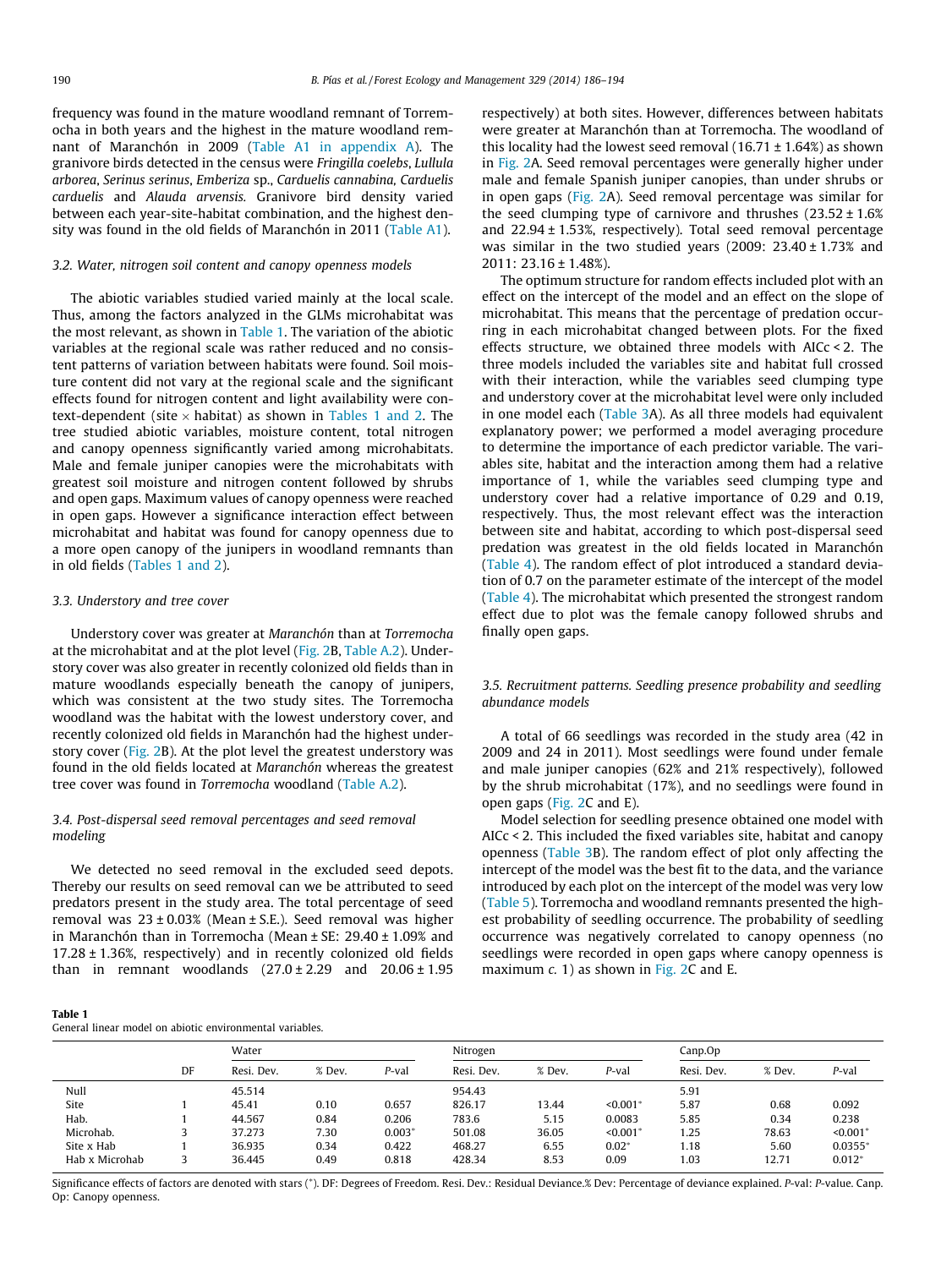frequency was found in the mature woodland remnant of Torremocha in both years and the highest in the mature woodland remnant of Maranchón in 2009 (Table A1 in appendix A). The granivore birds detected in the census were *Fringilla coelebs*, *Lullula arborea*, *Serinus serinus*, *Emberiza* sp., *Carduelis cannabina*, *Carduelis carduelis* and *Alauda arvensis*. Granivore bird density varied between each year-site-habitat combination, and the highest density was found in the old fields of Maranchón in 2011 (Table A1).

### 3.2. Water, nitrogen soil content and canopy openness models

The abiotic variables studied varied mainly at the local scale. Thus, among the factors analyzed in the GLMs microhabitat was the most relevant, as shown in Table 1. The variation of the abiotic variables at the regional scale was rather reduced and no consistent patterns of variation between habitats were found. Soil moisture content did not vary at the regional scale and the significant effects found for nitrogen content and light availability were context-dependent (site × habitat) as shown in Tables 1 and 2. The tree studied abiotic variables, moisture content, total nitrogen and canopy openness significantly varied among microhabitats. Male and female juniper canopies were the microhabitats with greatest soil moisture and nitrogen content followed by shrubs and open gaps. Maximum values of canopy openness were reached in open gaps. However a significance interaction effect between microhabitat and habitat was found for canopy openness due to a more open canopy of the junipers in woodland remnants than in old fields (Tables 1 and 2).

### 3.3. Understory and tree cover

Understory cover was greater at *Maranchón* than at *Torremocha* at the microhabitat and at the plot level (Fig. 2B, Table A.2). Understory cover was also greater in recently colonized old fields than in mature woodlands especially beneath the canopy of junipers, which was consistent at the two study sites. The Torremocha woodland was the habitat with the lowest understory cover, and recently colonized old fields in Maranchón had the highest understory cover (Fig. 2B). At the plot level the greatest understory was found in the old fields located at *Maranchón* whereas the greatest tree cover was found in *Torremocha* woodland (Table A.2).

### 3.4. Post-dispersal seed removal percentages and seed removal modeling

We detected no seed removal in the excluded seed depots. Thereby our results on seed removal can we be attributed to seed predators present in the study area. The total percentage of seed removal was 23 ± 0.03% (Mean ± S.E.). Seed removal was higher in Maranchón than in Torremocha (Mean ± SE: 29.40 ± 1.09% and 17.28 ± 1.36%, respectively) and in recently colonized old fields than in remnant woodlands (27.0 ± 2.29 and 20.06 ± 1.95 respectively) at both sites. However, differences between habitats were greater at Maranchón than at Torremocha. The woodland of this locality had the lowest seed removal (16.71 ± 1.64%) as shown in Fig. 2A. Seed removal percentages were generally higher under male and female Spanish juniper canopies, than under shrubs or in open gaps (Fig. 2A). Seed removal percentage was similar for the seed clumping type of carnivore and thrushes (23.52 ± 1.6% and 22.94 ± 1.53%, respectively). Total seed removal percentage was similar in the two studied years (2009: 23.40 ± 1.73% and 2011: 23.16 ± 1.48%).

The optimum structure for random effects included plot with an effect on the intercept of the model and an effect on the slope of microhabitat. This means that the percentage of predation occurring in each microhabitat changed between plots. For the fixed effects structure, we obtained three models with AICc < 2. The three models included the variables site and habitat full crossed with their interaction, while the variables seed clumping type and understory cover at the microhabitat level were only included in one model each (Table 3A). As all three models had equivalent explanatory power; we performed a model averaging procedure to determine the importance of each predictor variable. The variables site, habitat and the interaction among them had a relative importance of 1, while the variables seed clumping type and understory cover had a relative importance of 0.29 and 0.19, respectively. Thus, the most relevant effect was the interaction between site and habitat, according to which post-dispersal seed predation was greatest in the old fields located in Maranchón (Table 4). The random effect of plot introduced a standard deviation of 0.7 on the parameter estimate of the intercept of the model (Table 4). The microhabitat which presented the strongest random effect due to plot was the female canopy followed shrubs and finally open gaps.

### 3.5. Recruitment patterns. Seedling presence probability and seedling abundance models

A total of 66 seedlings was recorded in the study area (42 in 2009 and 24 in 2011). Most seedlings were found under female and male juniper canopies (62% and 21% respectively), followed by the shrub microhabitat (17%), and no seedlings were found in open gaps (Fig. 2C and E).

Model selection for seedling presence obtained one model with AICc < 2. This included the fixed variables site, habitat and canopy openness (Table 3B). The random effect of plot only affecting the intercept of the model was the best fit to the data, and the variance introduced by each plot on the intercept of the model was very low (Table 5). Torremocha and woodland remnants presented the highest probability of seedling occurrence. The probability of seedling occurrence was negatively correlated to canopy openness (no seedlings were recorded in open gaps where canopy openness is maximum *c.* 1) as shown in Fig. 2C and E.

**Table 1**
General linear model on abiotic environmental variables.

| | DF | Water | | | Nitrogen | | | Canp.Op | | |
|---|---|---|---|---|---|---|---|---|---|---|
| | | Resi. Dev. | % Dev. | *P*-val | Resi. Dev. | % Dev. | *P*-val | Resi. Dev. | % Dev. | *P*-val |
| Null | | 45.514 | | | 954.43 | | | 5.91 | | |
| Site | 1 | 45.41 | 0.10 | 0.657 | 826.17 | 13.44 | <0.001* | 5.87 | 0.68 | 0.092 |
| Hab. | 1 | 44.567 | 0.84 | 0.206 | 783.6 | 5.15 | 0.0083 | 5.85 | 0.34 | 0.238 |
| Microhab. | 3 | 37.273 | 7.30 | 0.003* | 501.08 | 36.05 | <0.001* | 1.25 | 78.63 | <0.001* |
| Site x Hab | 1 | 36.935 | 0.34 | 0.422 | 468.27 | 6.55 | 0.02* | 1.18 | 5.60 | 0.0355* |
| Hab x Microhab | 3 | 36.445 | 0.49 | 0.818 | 428.34 | 8.53 | 0.09 | 1.03 | 12.71 | 0.012* |

Significance effects of factors are denoted with stars (*). DF: Degrees of Freedom. Resi. Dev.: Residual Deviance.% Dev: Percentage of deviance explained. *P*-val: *P*-value. Canp. Op: Canopy openness.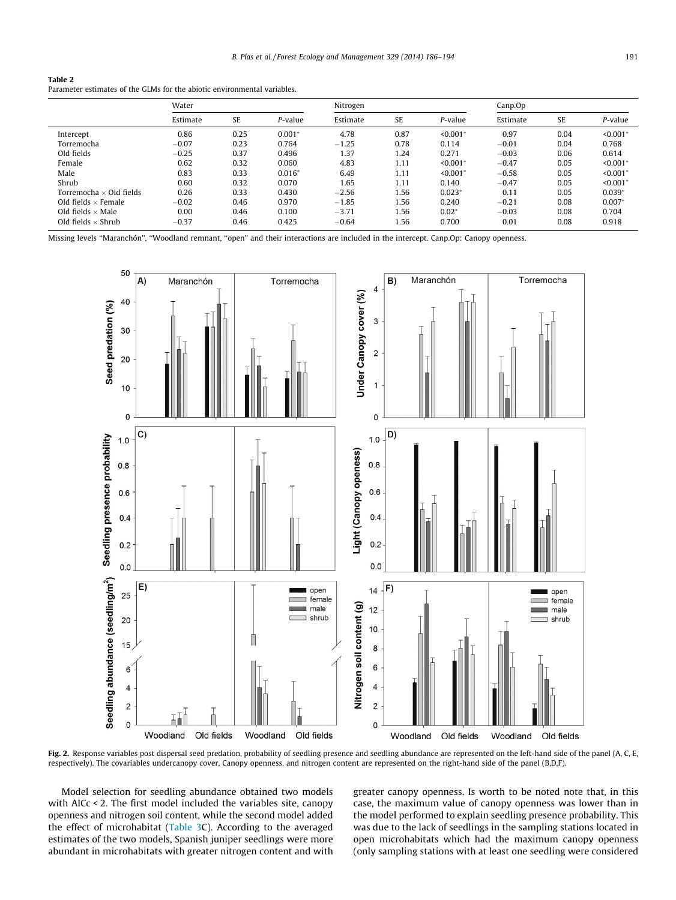**Table 2**
Parameter estimates of the GLMs for the abiotic environmental variables.

| | Water | | | Nitrogen | | | Canp.Op | | |
|---|---|---|---|---|---|---|---|---|---|
| | Estimate | SE | *P*-value | Estimate | SE | *P*-value | Estimate | SE | *P*-value |
| Intercept | 0.86 | 0.25 | 0.001* | 4.78 | 0.87 | <0.001* | 0.97 | 0.04 | <0.001* |
| Torremocha | −0.07 | 0.23 | 0.764 | −1.25 | 0.78 | 0.114 | −0.01 | 0.04 | 0.768 |
| Old fields | −0.25 | 0.37 | 0.496 | 1.37 | 1.24 | 0.271 | −0.03 | 0.06 | 0.614 |
| Female | 0.62 | 0.32 | 0.060 | 4.83 | 1.11 | <0.001* | −0.47 | 0.05 | <0.001* |
| Male | 0.83 | 0.33 | 0.016* | 6.49 | 1.11 | <0.001* | −0.58 | 0.05 | <0.001* |
| Shrub | 0.60 | 0.32 | 0.070 | 1.65 | 1.11 | 0.140 | −0.47 | 0.05 | <0.001* |
| Torremocha × Old fields | 0.26 | 0.33 | 0.430 | −2.56 | 1.56 | 0.023* | 0.11 | 0.05 | 0.039* |
| Old fields × Female | −0.02 | 0.46 | 0.970 | −1.85 | 1.56 | 0.240 | −0.21 | 0.08 | 0.007* |
| Old fields × Male | 0.00 | 0.46 | 0.100 | −3.71 | 1.56 | 0.02* | −0.03 | 0.08 | 0.704 |
| Old fields × Shrub | −0.37 | 0.46 | 0.425 | −0.64 | 1.56 | 0.700 | 0.01 | 0.08 | 0.918 |

Missing levels "Maranchón", "Woodland remnant, "open" and their interactions are included in the intercept. Canp.Op: Canopy openness.

**Fig. 2.** Response variables post dispersal seed predation, probability of seedling presence and seedling abundance are represented on the left-hand side of the panel (A, C, E, respectively). The covariables undercanopy cover, Canopy openness, and nitrogen content are represented on the right-hand side of the panel (B,D,F).

Model selection for seedling abundance obtained two models with AICc < 2. The first model included the variables site, canopy openness and nitrogen soil content, while the second model added the effect of microhabitat (Table 3C). According to the averaged estimates of the two models, Spanish juniper seedlings were more abundant in microhabitats with greater nitrogen content and with greater canopy openness. Is worth to be noted note that, in this case, the maximum value of canopy openness was lower than in the model performed to explain seedling presence probability. This was due to the lack of seedlings in the sampling stations located in open microhabitats which had the maximum canopy openness (only sampling stations with at least one seedling were considered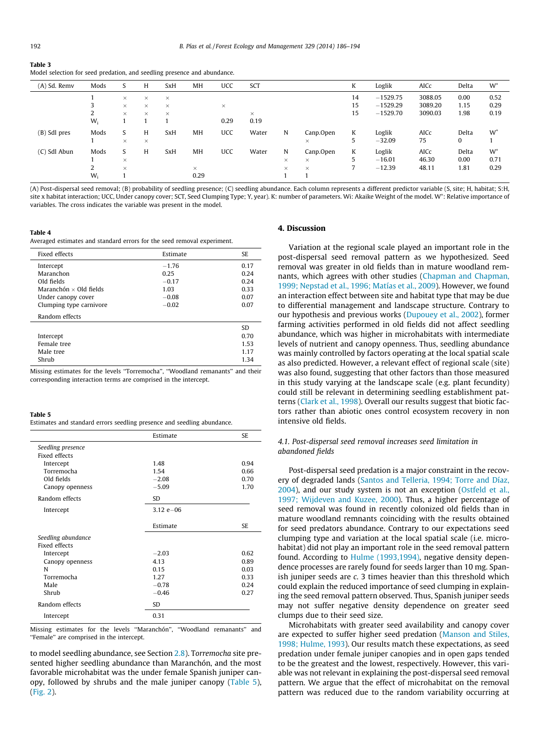**Table 3**
Model selection for seed predation, and seedling presence and abundance.

| (A) Sd. Remv | Mods | S | H | SxH | MH | UCC | SCT | | | K | Loglik | AICc | Delta | W$^+$ |
|---|---|---|---|---|---|---|---|---|---|---|---|---|---|---|
| | 1 | × | × | × | | | | | | 14 | −1529.75 | 3088.05 | 0.00 | 0.52 |
| | 3 | × | × | × | | × | | | | 15 | −1529.29 | 3089.20 | 1.15 | 0.29 |
| | 2 | × | × | × | | | × | | | 15 | −1529.70 | 3090.03 | 1.98 | 0.19 |
| | $W_i$ | 1 | 1 | 1 | | 0.29 | 0.19 | | | | | | | |
| (B) Sdl pres | Mods | S | H | SxH | MH | UCC | Water | N | Canp.Open | K | Loglik | AICc | Delta | W$^+$ |
| | 1 | × | × | | | | | | × | 5 | −32.09 | 75 | 0 | 1 |
| (C) Sdl Abun | Mods | S | H | SxH | MH | UCC | Water | N | Canp.Open | K | Loglik | AICc | Delta | W$^+$ |
| | 1 | × | | | | | | × | × | 5 | −16.01 | 46.30 | 0.00 | 0.71 |
| | 2 | × | | | × | | | × | × | 7 | −12.39 | 48.11 | 1.81 | 0.29 |
| | $W_i$ | 1 | | | 0.29 | | | 1 | 1 | | | | | |

(A) Post-dispersal seed removal; (B) probability of seedling presence; (C) seedling abundance. Each column represents a different predictor variable (S, site; H, habitat; S:H, site x habitat interaction; UCC, Under canopy cover; SCT, Seed Clumping Type; Y, year). K: number of parameters. Wi: Akaike Weight of the model. W$^+$: Relative importance of variables. The cross indicates the variable was present in the model.

**Table 4**
Averaged estimates and standard errors for the seed removal experiment.

| Fixed effects | Estimate | SE |
|---|---|---|
| Intercept | −1.76 | 0.17 |
| Maranchon | 0.25 | 0.24 |
| Old fields | −0.17 | 0.24 |
| Maranchón × Old fields | 1.03 | 0.33 |
| Under canopy cover | −0.08 | 0.07 |
| Clumping type carnivore | −0.02 | 0.07 |
| Random effects | | |
| | | SD |
| Intercept | | 0.70 |
| Female tree | | 1.53 |
| Male tree | | 1.17 |
| Shrub | | 1.34 |

Missing estimates for the levels "Torremocha", "Woodland remanants" and their corresponding interaction terms are comprised in the intercept.

**Table 5**
Estimates and standard errors seedling presence and seedling abundance.

| | Estimate | SE |
|---|---|---|
| *Seedling presence* | | |
| Fixed effects | | |
| Intercept | 1.48 | 0.94 |
| Torremocha | 1.54 | 0.66 |
| Old fields | −2.08 | 0.70 |
| Canopy openness | −5.09 | 1.70 |
| Random effects | SD | |
| Intercept | 3.12 e−06 | |
| | Estimate | SE |
| *Seedling abundance* | | |
| Fixed effects | | |
| Intercept | −2.03 | 0.62 |
| Canopy openness | 4.13 | 0.89 |
| N | 0.15 | 0.03 |
| Torremocha | 1.27 | 0.33 |
| Male | −0.78 | 0.24 |
| Shrub | −0.46 | 0.27 |
| Random effects | SD | |
| Intercept | 0.31 | |

Missing estimates for the levels "Maranchón", "Woodland remanants" and "Female" are comprised in the intercept.

to model seedling abundance, see Section 2.8). T*orremocha* site presented higher seedling abundance than Maranchón, and the most favorable microhabitat was the under female Spanish juniper canopy, followed by shrubs and the male juniper canopy (Table 5), (Fig. 2).

## 4. Discussion

Variation at the regional scale played an important role in the post-dispersal seed removal pattern as we hypothesized. Seed removal was greater in old fields than in mature woodland remnants, which agrees with other studies (Chapman and Chapman, 1999; Nepstad et al., 1996; Matías et al., 2009). However, we found an interaction effect between site and habitat type that may be due to differential management and landscape structure. Contrary to our hypothesis and previous works (Dupouey et al., 2002), former farming activities performed in old fields did not affect seedling abundance, which was higher in microhabitats with intermediate levels of nutrient and canopy openness. Thus, seedling abundance was mainly controlled by factors operating at the local spatial scale as also predicted. However, a relevant effect of regional scale (site) was also found, suggesting that other factors than those measured in this study varying at the landscape scale (e.g. plant fecundity) could still be relevant in determining seedling establishment patterns (Clark et al., 1998). Overall our results suggest that biotic factors rather than abiotic ones control ecosystem recovery in non intensive old fields.

### 4.1. Post-dispersal seed removal increases seed limitation in abandoned fields

Post-dispersal seed predation is a major constraint in the recovery of degraded lands (Santos and Telleria, 1994; Torre and Díaz, 2004), and our study system is not an exception (Ostfeld et al., 1997; Wijdeven and Kuzee, 2000). Thus, a higher percentage of seed removal was found in recently colonized old fields than in mature woodland remnants coinciding with the results obtained for seed predators abundance. Contrary to our expectations seed clumping type and variation at the local spatial scale (i.e. microhabitat) did not play an important role in the seed removal pattern found. According to Hulme (1993,1994), negative density dependence processes are rarely found for seeds larger than 10 mg. Spanish juniper seeds are *c.* 3 times heavier than this threshold which could explain the reduced importance of seed clumping in explaining the seed removal pattern observed. Thus, Spanish juniper seeds may not suffer negative density dependence on greater seed clumps due to their seed size.

Microhabitats with greater seed availability and canopy cover are expected to suffer higher seed predation (Manson and Stiles, 1998; Hulme, 1993). Our results match these expectations, as seed predation under female juniper canopies and in open gaps tended to be the greatest and the lowest, respectively. However, this variable was not relevant in explaining the post-dispersal seed removal pattern. We argue that the effect of microhabitat on the removal pattern was reduced due to the random variability occurring at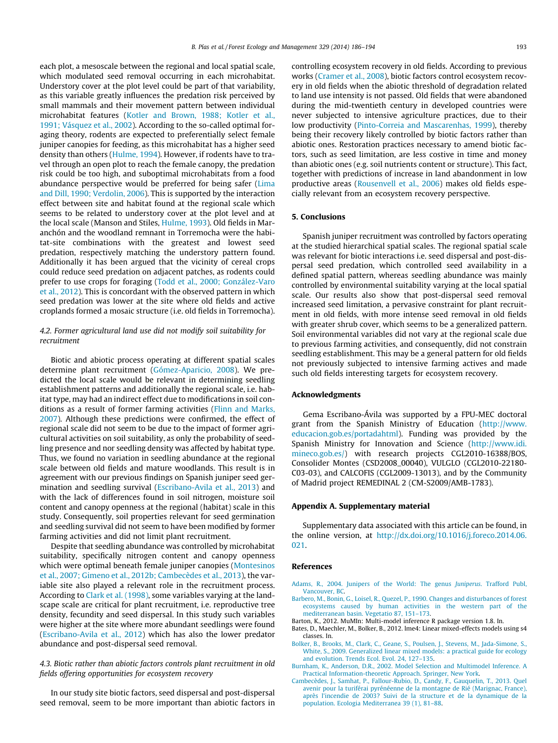each plot, a mesoscale between the regional and local spatial scale, which modulated seed removal occurring in each microhabitat. Understory cover at the plot level could be part of that variability, as this variable greatly influences the predation risk perceived by small mammals and their movement pattern between individual microhabitat features (Kotler and Brown, 1988; Kotler et al., 1991; Vásquez et al., 2002). According to the so-called optimal foraging theory, rodents are expected to preferentially select female juniper canopies for feeding, as this microhabitat has a higher seed density than others (Hulme, 1994). However, if rodents have to travel through an open plot to reach the female canopy, the predation risk could be too high, and suboptimal microhabitats from a food abundance perspective would be preferred for being safer (Lima and Dill, 1990; Verdolin, 2006). This is supported by the interaction effect between site and habitat found at the regional scale which seems to be related to understory cover at the plot level and at the local scale (Manson and Stiles, Hulme, 1993). Old fields in Maranchón and the woodland remnant in Torremocha were the habitat-site combinations with the greatest and lowest seed predation, respectively matching the understory pattern found. Additionally it has been argued that the vicinity of cereal crops could reduce seed predation on adjacent patches, as rodents could prefer to use crops for foraging (Todd et al., 2000; González-Varo et al., 2012). This is concordant with the observed pattern in which seed predation was lower at the site where old fields and active croplands formed a mosaic structure (i.e. old fields in Torremocha).

### *4.2. Former agricultural land use did not modify soil suitability for recruitment*

Biotic and abiotic process operating at different spatial scales determine plant recruitment (Gómez-Aparicio, 2008). We predicted the local scale would be relevant in determining seedling establishment patterns and additionally the regional scale, i.e. habitat type, may had an indirect effect due to modifications in soil conditions as a result of former farming activities (Flinn and Marks, 2007). Although these predictions were confirmed, the effect of regional scale did not seem to be due to the impact of former agricultural activities on soil suitability, as only the probability of seedling presence and nor seedling density was affected by habitat type. Thus, we found no variation in seedling abundance at the regional scale between old fields and mature woodlands. This result is in agreement with our previous findings on Spanish juniper seed germination and seedling survival (Escribano-Avila et al., 2013) and with the lack of differences found in soil nitrogen, moisture soil content and canopy openness at the regional (habitat) scale in this study. Consequently, soil properties relevant for seed germination and seedling survival did not seem to have been modified by former farming activities and did not limit plant recruitment.

Despite that seedling abundance was controlled by microhabitat suitability, specifically nitrogen content and canopy openness which were optimal beneath female juniper canopies (Montesinos et al., 2007; Gimeno et al., 2012b; Cambecèdes et al., 2013), the variable site also played a relevant role in the recruitment process. According to Clark et al. (1998), some variables varying at the landscape scale are critical for plant recruitment, i.e. reproductive tree density, fecundity and seed dispersal. In this study such variables were higher at the site where more abundant seedlings were found (Escribano-Avila et al., 2012) which has also the lower predator abundance and post-dispersal seed removal.

### *4.3. Biotic rather than abiotic factors controls plant recruitment in old fields offering opportunities for ecosystem recovery*

In our study site biotic factors, seed dispersal and post-dispersal seed removal, seem to be more important than abiotic factors in controlling ecosystem recovery in old fields. According to previous works (Cramer et al., 2008), biotic factors control ecosystem recovery in old fields when the abiotic threshold of degradation related to land use intensity is not passed. Old fields that were abandoned during the mid-twentieth century in developed countries were never subjected to intensive agriculture practices, due to their low productivity (Pinto-Correia and Mascarenhas, 1999), thereby being their recovery likely controlled by biotic factors rather than abiotic ones. Restoration practices necessary to amend biotic factors, such as seed limitation, are less costive in time and money than abiotic ones (e.g. soil nutrients content or structure). This fact, together with predictions of increase in land abandonment in low productive areas (Rousenvell et al., 2006) makes old fields especially relevant from an ecosystem recovery perspective.

## 5. Conclusions

Spanish juniper recruitment was controlled by factors operating at the studied hierarchical spatial scales. The regional spatial scale was relevant for biotic interactions i.e. seed dispersal and post-dispersal seed predation, which controlled seed availability in a defined spatial pattern, whereas seedling abundance was mainly controlled by environmental suitability varying at the local spatial scale. Our results also show that post-dispersal seed removal increased seed limitation, a pervasive constraint for plant recruitment in old fields, with more intense seed removal in old fields with greater shrub cover, which seems to be a generalized pattern. Soil environmental variables did not vary at the regional scale due to previous farming activities, and consequently, did not constrain seedling establishment. This may be a general pattern for old fields not previously subjected to intensive farming actives and made such old fields interesting targets for ecosystem recovery.

## Acknowledgments

Gema Escribano-Ávila was supported by a FPU-MEC doctoral grant from the Spanish Ministry of Education (http://www.educacion.gob.es/portadahtml). Funding was provided by the Spanish Ministry for Innovation and Science (http://www.idi.mineco.gob.es/) with research projects CGL2010-16388/BOS, Consolider Montes (CSD2008_00040), VULGLO (CGL2010-22180-C03-03), and CALCOFIS (CGL2009-13013), and by the Community of Madrid project REMEDINAL 2 (CM-S2009/AMB-1783).

## Appendix A. Supplementary material

Supplementary data associated with this article can be found, in the online version, at http://dx.doi.org/10.1016/j.foreco.2014.06.021.

## References

Adams, R., 2004. Junipers of the World: The genus *Juniperus*. Trafford Publ, Vancouver, BC.

Barbero, M., Bonin, G., Loisel, R., Quezel, P., 1990. Changes and disturbances of forest ecosystems caused by human activities in the western part of the mediterranean basin. Vegetatio 87, 151–173.

Barton, K., 2012. MuMIn: Multi-model inference R package version 1.8. In.

Bates, D., Maechler, M., Bolker, B., 2012. lme4: Linear mixed-effects models using s4 classes. In.

Bolker, B., Brooks, M., Clark, C., Geane, S., Poulsen, J., Stevens, M., Jada-Simone, S., White, S., 2009. Generalized linear mixed models: a practical guide for ecology and evolution. Trends Ecol. Evol. 24, 127–135.

Burnham, K., Anderson, D.R., 2002. Model Selection and Multimodel Inference. A Practical Information-theoretic Approach. Springer, New York.

Cambecèdes, J., Samhat, P., Fallour-Rubio, D., Candy, F., Gauquelin, T., 2013. Quel avenir pour la turiférai pyrénéenne de la montagne de Rié (Marignac, France), après l'incendie de 2003? Suivi de la structure et de la dynamique de la population. Ecologia Mediterranea 39 (1), 81–88.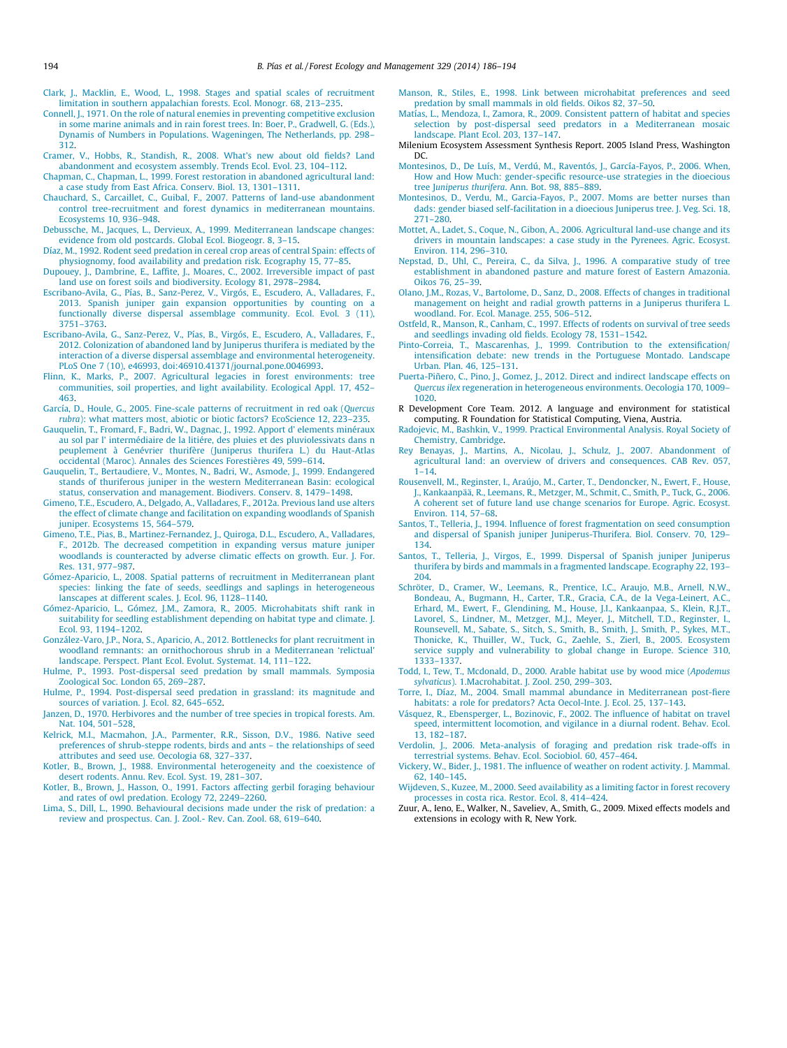Clark, J., Macklin, E., Wood, L., 1998. Stages and spatial scales of recruitment limitation in southern appalachian forests. Ecol. Monogr. 68, 213–235.

Connell, J., 1971. On the role of natural enemies in preventing competitive exclusion in some marine animals and in rain forest trees. In: Boer, P., Gradwell, G. (Eds.), Dynamis of Numbers in Populations. Wageningen, The Netherlands, pp. 298–312.

Cramer, V., Hobbs, R., Standish, R., 2008. What's new about old fields? Land abandonment and ecosystem assembly. Trends Ecol. Evol. 23, 104–112.

Chapman, C., Chapman, L., 1999. Forest restoration in abandoned agricultural land: a case study from East Africa. Conserv. Biol. 13, 1301–1311.

Chauchard, S., Carcaillet, C., Guibal, F., 2007. Patterns of land-use abandonment control tree-recruitment and forest dynamics in mediterranean mountains. Ecosystems 10, 936–948.

Debussche, M., Jacques, L., Dervieux, A., 1999. Mediterranean landscape changes: evidence from old postcards. Global Ecol. Biogeogr. 8, 3–15.

Díaz, M., 1992. Rodent seed predation in cereal crop areas of central Spain: effects of physiognomy, food availability and predation risk. Ecography 15, 77–85.

Dupouey, J., Dambrine, E., Laffite, J., Moares, C., 2002. Irreversible impact of past land use on forest soils and biodiversity. Ecology 81, 2978–2984.

Escribano-Avila, G., Pías, B., Sanz-Perez, V., Virgós, E., Escudero, A., Valladares, F., 2013. Spanish juniper gain expansion opportunities by counting on a functionally diverse dispersal assemblage community. Ecol. Evol. 3 (11), 3751–3763.

Escribano-Avila, G., Sanz-Perez, V., Pías, B., Virgós, E., Escudero, A., Valladares, F., 2012. Colonization of abandoned land by Juniperus thurifera is mediated by the interaction of a diverse dispersal assemblage and environmental heterogeneity. PLoS One 7 (10), e46993, doi:46910.41371/journal.pone.0046993.

Flinn, K., Marks, P., 2007. Agricultural legacies in forest environments: tree communities, soil properties, and light availability. Ecological Appl. 17, 452–463.

García, D., Houle, G., 2005. Fine-scale patterns of recruitment in red oak (*Quercus rubra*): what matters most, abiotic or biotic factors? EcoScience 12, 223–235.

Gauquelin, T., Fromard, F., Badri, W., Dagnac, J., 1992. Apport d' elements minéraux au sol par l' intermédiaire de la litière, des pluies et des pluviolessivats dans n peuplement à Genévrier thurifère (Juniperus thurifera L.) du Haut-Atlas occidental (Maroc). Annales des Sciences Forestières 49, 599–614.

Gauquelin, T., Bertaudiere, V., Montes, N., Badri, W., Asmode, J., 1999. Endangered stands of thuriferous juniper in the western Mediterranean Basin: ecological status, conservation and management. Biodivers. Conserv. 8, 1479–1498.

Gimeno, T.E., Escudero, A., Delgado, A., Valladares, F., 2012a. Previous land use alters the effect of climate change and facilitation on expanding woodlands of Spanish juniper. Ecosystems 15, 564–579.

Gimeno, T.E., Pias, B., Martinez-Fernandez, J., Quiroga, D.L., Escudero, A., Valladares, F., 2012b. The decreased competition in expanding versus mature juniper woodlands is counteracted by adverse climatic effects on growth. Eur. J. For. Res. 131, 977–987.

Gómez-Aparicio, L., 2008. Spatial patterns of recruitment in Mediterranean plant species: linking the fate of seeds, seedlings and saplings in heterogeneous lanscapes at different scales. J. Ecol. 96, 1128–1140.

Gómez-Aparicio, L., Gómez, J.M., Zamora, R., 2005. Microhabitats shift rank in suitability for seedling establishment depending on habitat type and climate. J. Ecol. 93, 1194–1202.

González-Varo, J.P., Nora, S., Aparicio, A., 2012. Bottlenecks for plant recruitment in woodland remnants: an ornithochorous shrub in a Mediterranean 'relictual' landscape. Perspect. Plant Ecol. Evolut. Systemat. 14, 111–122.

Hulme, P., 1993. Post-dispersal seed predation by small mammals. Symposia Zoological Soc. London 65, 269–287.

Hulme, P., 1994. Post-dispersal seed predation in grassland: its magnitude and sources of variation. J. Ecol. 82, 645–652.

Janzen, D., 1970. Herbivores and the number of tree species in tropical forests. Am. Nat. 104, 501–528.

Kelrick, M.I., Macmahon, J.A., Parmenter, R.R., Sisson, D.V., 1986. Native seed preferences of shrub-steppe rodents, birds and ants – the relationships of seed attributes and seed use. Oecologia 68, 327–337.

Kotler, B., Brown, J., 1988. Environmental heterogeneity and the coexistence of desert rodents. Annu. Rev. Ecol. Syst. 19, 281–307.

Kotler, B., Brown, J., Hasson, O., 1991. Factors affecting gerbil foraging behaviour and rates of owl predation. Ecology 72, 2249–2260.

Lima, S., Dill, L., 1990. Behavioural decisions made under the risk of predation: a review and prospectus. Can. J. Zool.- Rev. Can. Zool. 68, 619–640.

Manson, R., Stiles, E., 1998. Link between microhabitat preferences and seed predation by small mammals in old fields. Oikos 82, 37–50.

Matías, L., Mendoza, I., Zamora, R., 2009. Consistent pattern of habitat and species selection by post-dispersal seed predators in a Mediterranean mosaic landscape. Plant Ecol. 203, 137–147.

Milenium Ecosystem Assessment Synthesis Report. 2005 Island Press, Washington DC.

Montesinos, D., De Luís, M., Verdú, M., Raventós, J., García-Fayos, P., 2006. When, How and How Much: gender-specific resource-use strategies in the dioecious tree *Juniperus thurifera*. Ann. Bot. 98, 885–889.

Montesinos, D., Verdu, M., Garcia-Fayos, P., 2007. Moms are better nurses than dads: gender biased self-facilitation in a dioecious Juniperus tree. J. Veg. Sci. 18, 271–280.

Mottet, A., Ladet, S., Coque, N., Gibon, A., 2006. Agricultural land-use change and its drivers in mountain landscapes: a case study in the Pyrenees. Agric. Ecosyst. Environ. 114, 296–310.

Nepstad, D., Uhl, C., Pereira, C., da Silva, J., 1996. A comparative study of tree establishment in abandoned pasture and mature forest of Eastern Amazonia. Oikos 76, 25–39.

Olano, J.M., Rozas, V., Bartolome, D., Sanz, D., 2008. Effects of changes in traditional management on height and radial growth patterns in a Juniperus thurifera L. woodland. For. Ecol. Manage. 255, 506–512.

Ostfeld, R., Manson, R., Canham, C., 1997. Effects of rodents on survival of tree seeds and seedlings invading old fields. Ecology 78, 1531–1542.

Pinto-Correia, T., Mascarenhas, J., 1999. Contribution to the extensification/intensification debate: new trends in the Portuguese Montado. Landscape Urban. Plan. 46, 125–131.

Puerta-Piñero, C., Pino, J., Gomez, J., 2012. Direct and indirect landscape effects on *Quercus ilex* regeneration in heterogeneous environments. Oecologia 170, 1009–1020.

R Development Core Team. 2012. A language and environment for statistical computing. R Foundation for Statistical Computing, Viena, Austria.

Radojevic, M., Bashkin, V., 1999. Practical Environmental Analysis. Royal Society of Chemistry, Cambridge.

Rey Benayas, J., Martins, A., Nicolau, J., Schulz, J., 2007. Abandonment of agricultural land: an overview of drivers and consequences. CAB Rev. 057, 1–14.

Rousenvell, M., Reginster, I., Araújo, M., Carter, T., Dendoncker, N., Ewert, F., House, J., Kankaanpää, R., Leemans, R., Metzger, M., Schmit, C., Smith, P., Tuck, G., 2006. A coherent set of future land use change scenarios for Europe. Agric. Ecosyst. Environ. 114, 57–68.

Santos, T., Telleria, J., 1994. Influence of forest fragmentation on seed consumption and dispersal of Spanish juniper Juniperus-Thurifera. Biol. Conserv. 70, 129–134.

Santos, T., Telleria, J., Virgos, E., 1999. Dispersal of Spanish juniper Juniperus thurifera by birds and mammals in a fragmented landscape. Ecography 22, 193–204.

Schröter, D., Cramer, W., Leemans, R., Prentice, I.C., Araujo, M.B., Arnell, N.W., Bondeau, A., Bugmann, H., Carter, T.R., Gracia, C.A., de la Vega-Leinert, A.C., Erhard, M., Ewert, F., Glendining, M., House, J.I., Kankaanpaa, S., Klein, R.J.T., Lavorel, S., Lindner, M., Metzger, M.J., Meyer, J., Mitchell, T.D., Reginster, I., Rounsevell, M., Sabate, S., Sitch, S., Smith, B., Smith, J., Smith, P., Sykes, M.T., Thonicke, K., Thuiller, W., Tuck, G., Zaehle, S., Zierl, B., 2005. Ecosystem service supply and vulnerability to global change in Europe. Science 310, 1333–1337.

Todd, I., Tew, T., Mcdonald, D., 2000. Arable habitat use by wood mice (*Apodemus sylvaticus*). 1.Macrohabitat. J. Zool. 250, 299–303.

Torre, I., Díaz, M., 2004. Small mammal abundance in Mediterranean post-fiere habitats: a role for predators? Acta Oecol-Inte. J. Ecol. 25, 137–143.

Vásquez, R., Ebensperger, L., Bozinovic, F., 2002. The influence of habitat on travel speed, intermittent locomotion, and vigilance in a diurnal rodent. Behav. Ecol. 13, 182–187.

Verdolin, J., 2006. Meta-analysis of foraging and predation risk trade-offs in terrestrial systems. Behav. Ecol. Sociobiol. 60, 457–464.

Vickery, W., Bider, J., 1981. The influence of weather on rodent activity. J. Mammal. 62, 140–145.

Wijdeven, S., Kuzee, M., 2000. Seed availability as a limiting factor in forest recovery processes in costa rica. Restor. Ecol. 8, 414–424.

Zuur, A., Ieno, E., Walker, N., Saveliev, A., Smith, G., 2009. Mixed effects models and extensions in ecology with R, New York.